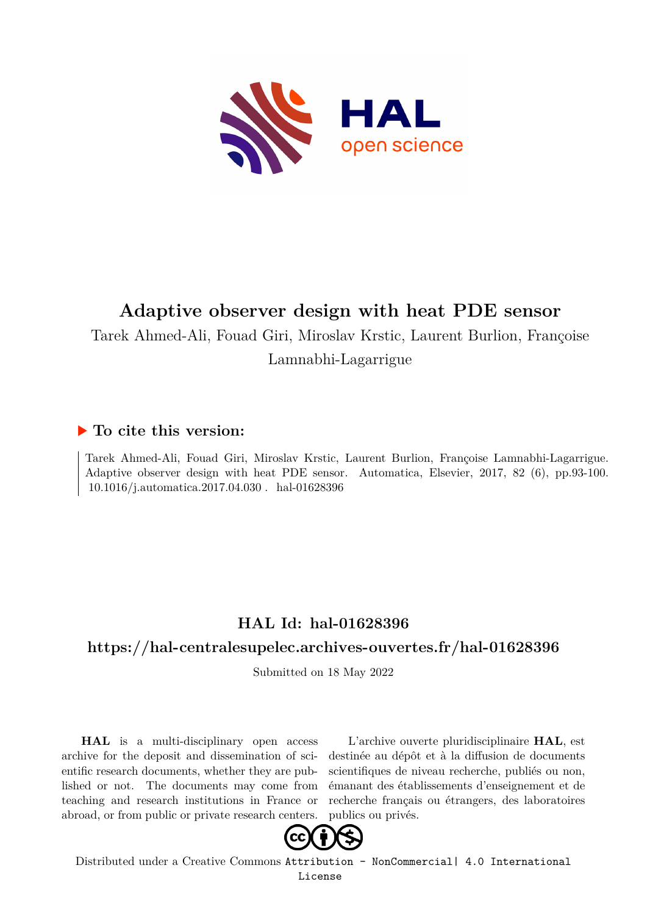# Adaptive observer design with heat PDE sensor

Tarek Ahmed-Ali, Fouad Giri, Miroslav Krstic, Laurent Burlion, Françoise Lamnabhi-Lagarrigue

## ▶ To cite this version:

Tarek Ahmed-Ali, Fouad Giri, Miroslav Krstic, Laurent Burlion, Françoise Lamnabhi-Lagarrigue. Adaptive observer design with heat PDE sensor. Automatica, Elsevier, 2017, 82 (6), pp.93-100. 10.1016/j.automatica.2017.04.030. hal-01628396

## HAL Id: hal-01628396

## https://hal-centralesupelec.archives-ouvertes.fr/hal-01628396

Submitted on 18 May 2022

**HAL** is a multi-disciplinary open access archive for the deposit and dissemination of scientific research documents, whether they are published or not. The documents may come from teaching and research institutions in France or abroad, or from public or private research centers.

L'archive ouverte pluridisciplinaire **HAL**, est destinée au dépôt et à la diffusion de documents scientifiques de niveau recherche, publiés ou non, émanant des établissements d'enseignement et de recherche français ou étrangers, des laboratoires publics ou privés.

Distributed under a Creative Commons Attribution - NonCommercial| 4.0 International License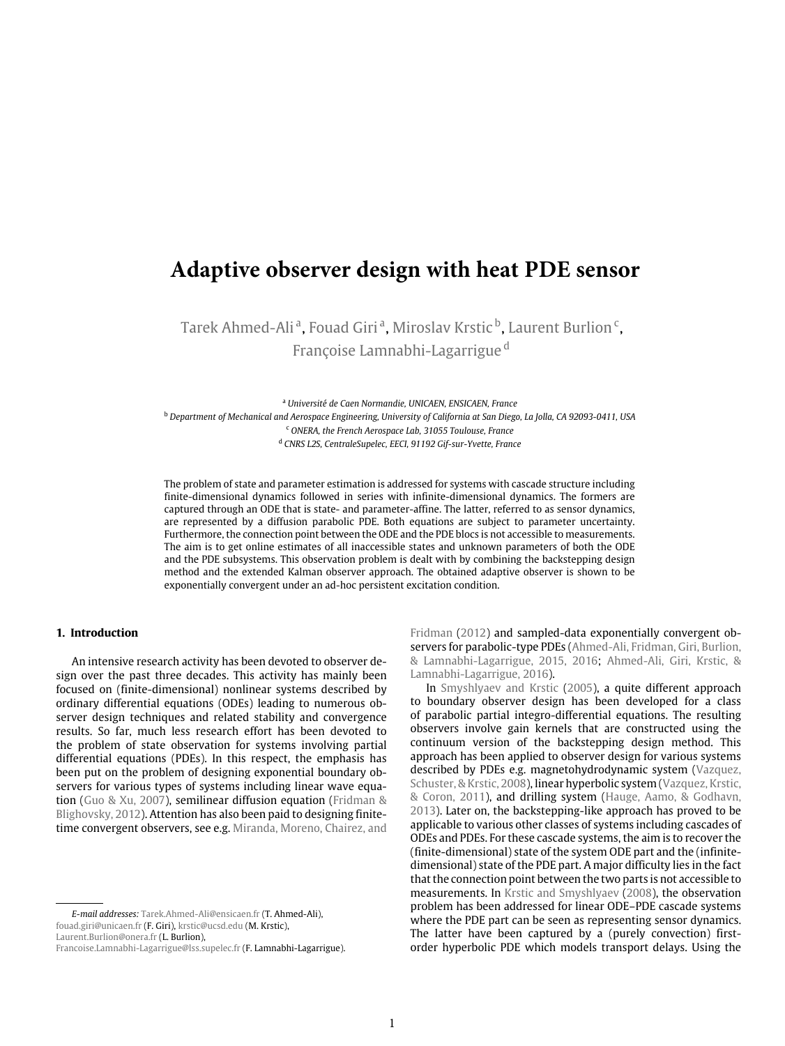# Adaptive observer design with heat PDE sensor

Tarek Ahmed-Ali [a], Fouad Giri [a], Miroslav Krstic [b], Laurent Burlion [c], Françoise Lamnabhi-Lagarrigue [d]

[a] *Université de Caen Normandie, UNICAEN, ENSICAEN, France*

[b] *Department of Mechanical and Aerospace Engineering, University of California at San Diego, La Jolla, CA 92093-0411, USA*

[c] *ONERA, the French Aerospace Lab, 31055 Toulouse, France*

[d] *CNRS L2S, CentraleSupelec, EECI, 91192 Gif-sur-Yvette, France*

The problem of state and parameter estimation is addressed for systems with cascade structure including finite-dimensional dynamics followed in series with infinite-dimensional dynamics. The formers are captured through an ODE that is state- and parameter-affine. The latter, referred to as sensor dynamics, are represented by a diffusion parabolic PDE. Both equations are subject to parameter uncertainty. Furthermore, the connection point between the ODE and the PDE blocs is not accessible to measurements. The aim is to get online estimates of all inaccessible states and unknown parameters of both the ODE and the PDE subsystems. This observation problem is dealt with by combining the backstepping design method and the extended Kalman observer approach. The obtained adaptive observer is shown to be exponentially convergent under an ad-hoc persistent excitation condition.

## 1. Introduction

An intensive research activity has been devoted to observer design over the past three decades. This activity has mainly been focused on (finite-dimensional) nonlinear systems described by ordinary differential equations (ODEs) leading to numerous observer design techniques and related stability and convergence results. So far, much less research effort has been devoted to the problem of state observation for systems involving partial differential equations (PDEs). In this respect, the emphasis has been put on the problem of designing exponential boundary observers for various types of systems including linear wave equation (Guo & Xu, 2007), semilinear diffusion equation (Fridman & Blighovsky, 2012). Attention has also been paid to designing finite-time convergent observers, see e.g. Miranda, Moreno, Chairez, and Fridman (2012) and sampled-data exponentially convergent observers for parabolic-type PDEs (Ahmed-Ali, Fridman, Giri, Burlion, & Lamnabhi-Lagarrigue, 2015, 2016; Ahmed-Ali, Giri, Krstic, & Lamnabhi-Lagarrigue, 2016).

In Smyshlyaev and Krstic (2005), a quite different approach to boundary observer design has been developed for a class of parabolic partial integro-differential equations. The resulting observers involve gain kernels that are constructed using the continuum version of the backstepping design method. This approach has been applied to observer design for various systems described by PDEs e.g. magnetohydrodynamic system (Vazquez, Schuster, & Krstic, 2008), linear hyperbolic system (Vazquez, Krstic, & Coron, 2011), and drilling system (Hauge, Aamo, & Godhavn, 2013). Later on, the backstepping-like approach has proved to be applicable to various other classes of systems including cascades of ODEs and PDEs. For these cascade systems, the aim is to recover the (finite-dimensional) state of the system ODE part and the (infinite-dimensional) state of the PDE part. A major difficulty lies in the fact that the connection point between the two parts is not accessible to measurements. In Krstic and Smyshlyaev (2008), the observation problem has been addressed for linear ODE–PDE cascade systems where the PDE part can be seen as representing sensor dynamics. The latter have been captured by a (purely convection) first-order hyperbolic PDE which models transport delays. Using the

*E-mail addresses:* Tarek.Ahmed-Ali@ensicaen.fr (T. Ahmed-Ali), fouad.giri@unicaen.fr (F. Giri), krstic@ucsd.edu (M. Krstic), Laurent.Burlion@onera.fr (L. Burlion), Francoise.Lamnabhi-Lagarrigue@lss.supelec.fr (F. Lamnabhi-Lagarrigue).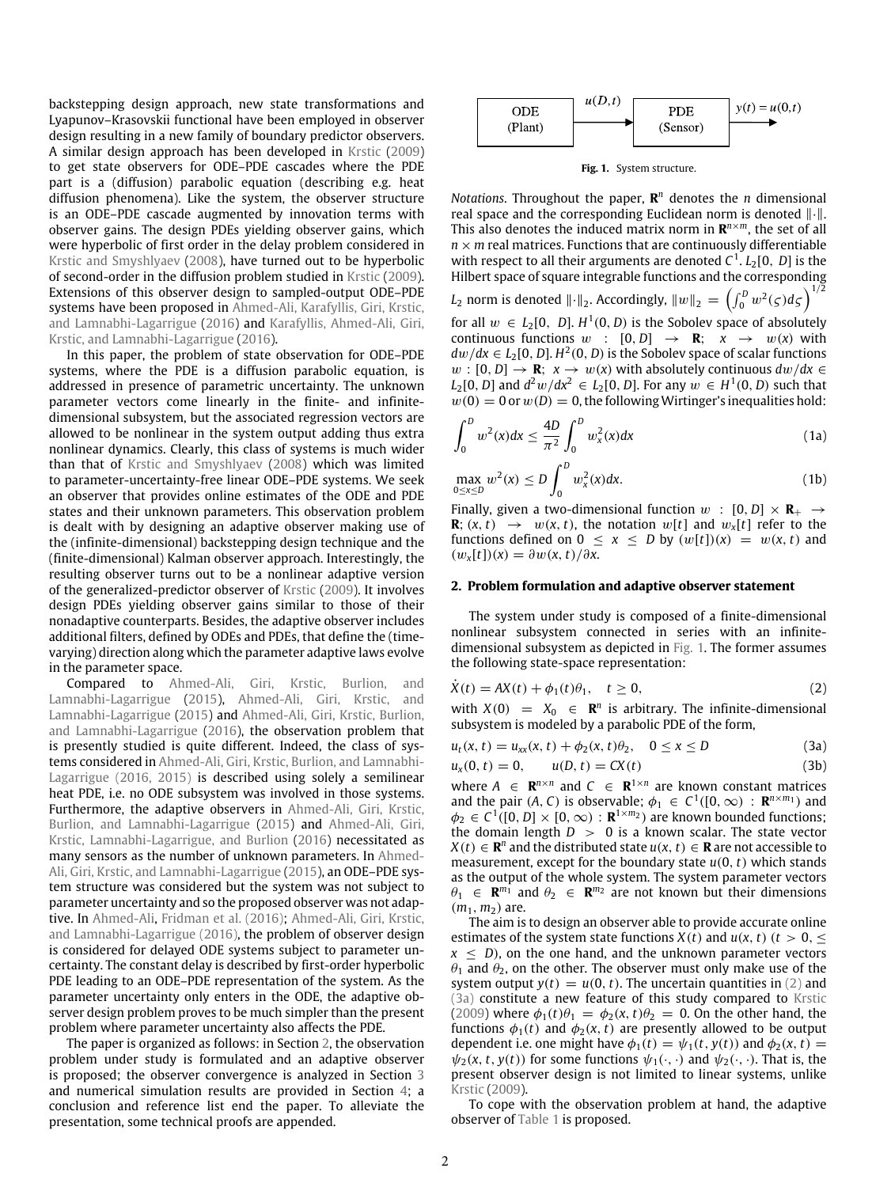backstepping design approach, new state transformations and Lyapunov–Krasovskii functional have been employed in observer design resulting in a new family of boundary predictor observers. A similar design approach has been developed in Krstic (2009) to get state observers for ODE–PDE cascades where the PDE part is a (diffusion) parabolic equation (describing e.g. heat diffusion phenomena). Like the system, the observer structure is an ODE–PDE cascade augmented by innovation terms with observer gains. The design PDEs yielding observer gains, which were hyperbolic of first order in the delay problem considered in Krstic and Smyshlyaev (2008), have turned out to be hyperbolic of second-order in the diffusion problem studied in Krstic (2009). Extensions of this observer design to sampled-output ODE–PDE systems have been proposed in Ahmed-Ali, Karafyllis, Giri, Krstic, and Lamnabhi-Lagarrigue (2016) and Karafyllis, Ahmed-Ali, Giri, Krstic, and Lamnabhi-Lagarrigue (2016).

In this paper, the problem of state observation for ODE–PDE systems, where the PDE is a diffusion parabolic equation, is addressed in presence of parametric uncertainty. The unknown parameter vectors come linearly in the finite- and infinite-dimensional subsystem, but the associated regression vectors are allowed to be nonlinear in the system output adding thus extra nonlinear dynamics. Clearly, this class of systems is much wider than that of Krstic and Smyshlyaev (2008) which was limited to parameter-uncertainty-free linear ODE–PDE systems. We seek an observer that provides online estimates of the ODE and PDE states and their unknown parameters. This observation problem is dealt with by designing an adaptive observer making use of the (infinite-dimensional) backstepping design technique and the (finite-dimensional) Kalman observer approach. Interestingly, the resulting observer turns out to be a nonlinear adaptive version of the generalized-predictor observer of Krstic (2009). It involves design PDEs yielding observer gains similar to those of their nonadaptive counterparts. Besides, the adaptive observer includes additional filters, defined by ODEs and PDEs, that define the (time-varying) direction along which the parameter adaptive laws evolve in the parameter space.

Compared to Ahmed-Ali, Giri, Krstic, Burlion, and Lamnabhi-Lagarrigue (2015), Ahmed-Ali, Giri, Krstic, and Lamnabhi-Lagarrigue (2015) and Ahmed-Ali, Giri, Krstic, Burlion, and Lamnabhi-Lagarrigue (2016), the observation problem that is presently studied is quite different. Indeed, the class of systems considered in Ahmed-Ali, Giri, Krstic, Burlion, and Lamnabhi-Lagarrigue (2016, 2015) is described using solely a semilinear heat PDE, i.e. no ODE subsystem was involved in those systems. Furthermore, the adaptive observers in Ahmed-Ali, Giri, Krstic, Burlion, and Lamnabhi-Lagarrigue (2015) and Ahmed-Ali, Giri, Krstic, Lamnabhi-Lagarrigue, and Burlion (2016) necessitated as many sensors as the number of unknown parameters. In Ahmed-Ali, Giri, Krstic, and Lamnabhi-Lagarrigue (2015), an ODE–PDE system structure was considered but the system was not subject to parameter uncertainty and so the proposed observer was not adaptive. In Ahmed-Ali, Fridman et al. (2016); Ahmed-Ali, Giri, Krstic, and Lamnabhi-Lagarrigue (2016), the problem of observer design is considered for delayed ODE systems subject to parameter uncertainty. The constant delay is described by first-order hyperbolic PDE leading to an ODE–PDE representation of the system. As the parameter uncertainty only enters in the ODE, the adaptive observer design problem proves to be much simpler than the present problem where parameter uncertainty also affects the PDE.

The paper is organized as follows: in Section 2, the observation problem under study is formulated and an adaptive observer is proposed; the observer convergence is analyzed in Section 3 and numerical simulation results are provided in Section 4; a conclusion and reference list end the paper. To alleviate the presentation, some technical proofs are appended.

ODE (Plant) —$u(D,t)$→ PDE (Sensor) → $y(t) = u(0,t)$

**Fig. 1.** System structure.

*Notations*. Throughout the paper, $\mathbf{R}^n$ denotes the $n$ dimensional real space and the corresponding Euclidean norm is denoted $\|\cdot\|$. This also denotes the induced matrix norm in $\mathbf{R}^{n\times m}$, the set of all $n \times m$ real matrices. Functions that are continuously differentiable with respect to all their arguments are denoted $C^1$. $L_2[0,\ D]$ is the Hilbert space of square integrable functions and the corresponding $L_2$ norm is denoted $\|\cdot\|_2$. Accordingly, $\|w\|_2 = \left(\int_0^D w^2(\varsigma)d\varsigma\right)^{1/2}$ for all $w \in L_2[0,\ D]$. $H^1(0,D)$ is the Sobolev space of absolutely continuous functions $w\ :\ [0,D] \rightarrow \mathbf{R};\ \ x \rightarrow w(x)$ with $dw/dx \in L_2[0,D]$. $H^2(0,D)$ is the Sobolev space of scalar functions $w : [0,D] \rightarrow \mathbf{R};\ x \rightarrow w(x)$ with absolutely continuous $dw/dx \in L_2[0,D]$ and $d^2w/dx^2 \in L_2[0,D]$. For any $w \in H^1(0,D)$ such that $w(0) = 0$ or $w(D) = 0$, the following Wirtinger's inequalities hold:

$$\int_0^D w^2(x)dx \leq \frac{4D}{\pi^2}\int_0^D w_x^2(x)dx \tag{1a}$$

$$\max_{0\leq x\leq D} w^2(x) \leq D\int_0^D w_x^2(x)dx. \tag{1b}$$

Finally, given a two-dimensional function $w\ :\ [0,D] \times \mathbf{R}_+ \rightarrow \mathbf{R};\ (x,t) \rightarrow w(x,t)$, the notation $w[t]$ and $w_x[t]$ refer to the functions defined on $0 \leq x \leq D$ by $(w[t])(x) = w(x,t)$ and $(w_x[t])(x) = \partial w(x,t)/\partial x$.

## 2. Problem formulation and adaptive observer statement

The system under study is composed of a finite-dimensional nonlinear subsystem connected in series with an infinite-dimensional subsystem as depicted in Fig. 1. The former assumes the following state-space representation:

$$\dot{X}(t) = AX(t) + \phi_1(t)\theta_1, \quad t \geq 0, \tag{2}$$

with $X(0) = X_0 \in \mathbf{R}^n$ is arbitrary. The infinite-dimensional subsystem is modeled by a parabolic PDE of the form,

$$u_t(x,t) = u_{xx}(x,t) + \phi_2(x,t)\theta_2, \quad 0 \leq x \leq D \tag{3a}$$

$$u_x(0,t) = 0, \qquad u(D,t) = CX(t) \tag{3b}$$

where $A \in \mathbf{R}^{n\times n}$ and $C \in \mathbf{R}^{1\times n}$ are known constant matrices and the pair $(A,C)$ is observable; $\phi_1 \in C^1([0,\infty) : \mathbf{R}^{n\times m_1})$ and $\phi_2 \in C^1([0,D] \times [0,\infty) : \mathbf{R}^{1\times m_2})$ are known bounded functions; the domain length $D > 0$ is a known scalar. The state vector $X(t) \in \mathbf{R}^n$ and the distributed state $u(x,t) \in \mathbf{R}$ are not accessible to measurement, except for the boundary state $u(0,t)$ which stands as the output of the whole system. The system parameter vectors $\theta_1 \in \mathbf{R}^{m_1}$ and $\theta_2 \in \mathbf{R}^{m_2}$ are not known but their dimensions $(m_1, m_2)$ are.

The aim is to design an observer able to provide accurate online estimates of the system state functions $X(t)$ and $u(x,t)$ ($t > 0, \leq x \leq D$), on the one hand, and the unknown parameter vectors $\theta_1$ and $\theta_2$, on the other. The observer must only make use of the system output $y(t) = u(0,t)$. The uncertain quantities in (2) and (3a) constitute a new feature of this study compared to Krstic (2009) where $\phi_1(t)\theta_1 = \phi_2(x,t)\theta_2 = 0$. On the other hand, the functions $\phi_1(t)$ and $\phi_2(x,t)$ are presently allowed to be output dependent i.e. one might have $\phi_1(t) = \psi_1(t, y(t))$ and $\phi_2(x,t) = \psi_2(x,t,y(t))$ for some functions $\psi_1(\cdot,\cdot)$ and $\psi_2(\cdot,\cdot)$. That is, the present observer design is not limited to linear systems, unlike Krstic (2009).

To cope with the observation problem at hand, the adaptive observer of Table 1 is proposed.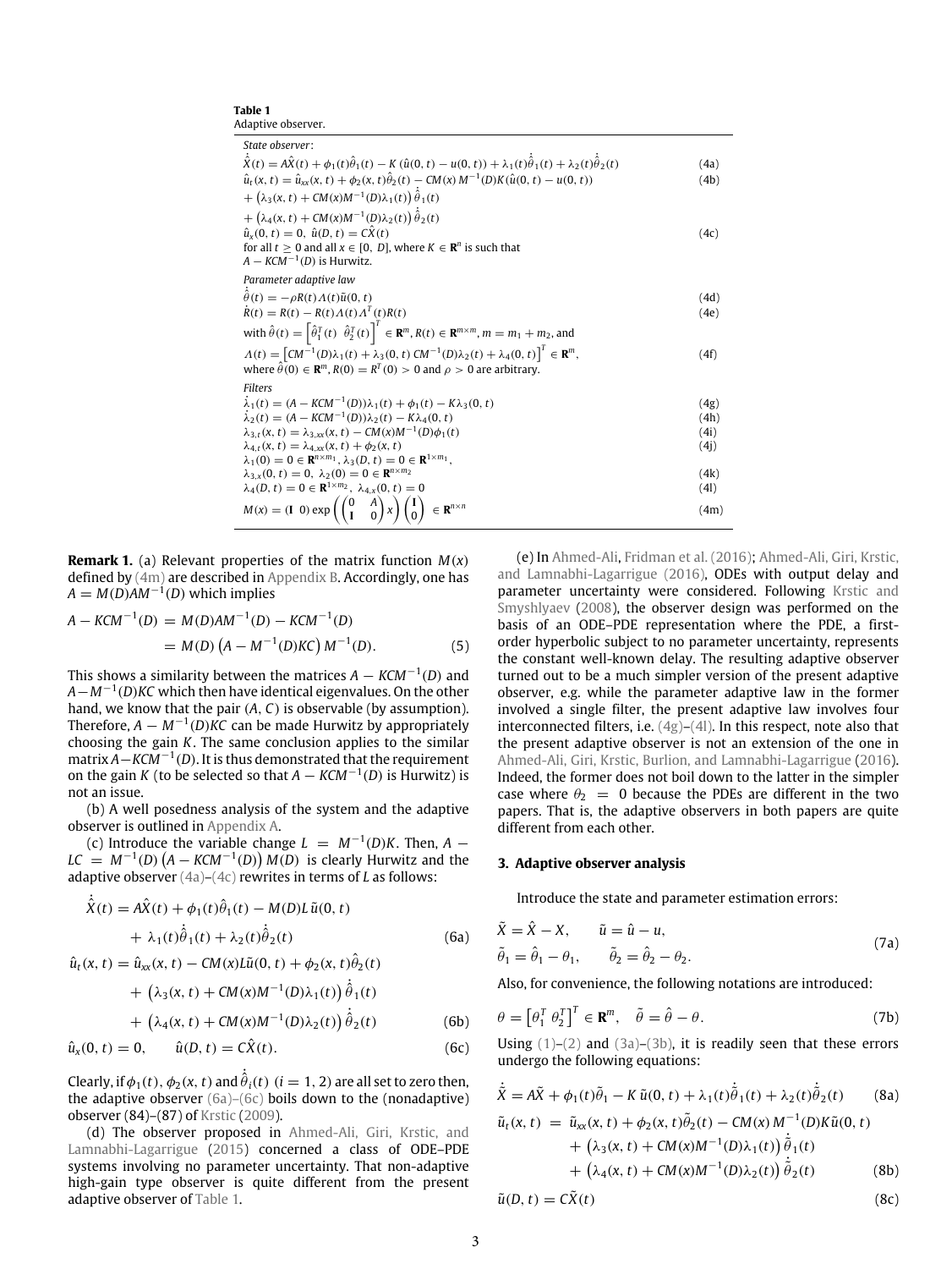**Table 1**
Adaptive observer.

*State observer*:

$$\dot{\hat{X}}(t) = A\hat{X}(t) + \phi_1(t)\hat{\theta}_1(t) - K\left(\hat{u}(0,t) - u(0,t)\right) + \lambda_1(t)\dot{\hat{\theta}}_1(t) + \lambda_2(t)\dot{\hat{\theta}}_2(t) \tag{4a}$$

$$\begin{aligned}\hat{u}_t(x,t) &= \hat{u}_{xx}(x,t) + \phi_2(x,t)\hat{\theta}_2(t) - CM(x)\,M^{-1}(D)K\left(\hat{u}(0,t) - u(0,t)\right) \\ &+ \left(\lambda_3(x,t) + CM(x)M^{-1}(D)\lambda_1(t)\right)\dot{\hat{\theta}}_1(t) \\ &+ \left(\lambda_4(x,t) + CM(x)M^{-1}(D)\lambda_2(t)\right)\dot{\hat{\theta}}_2(t)\end{aligned} \tag{4b}$$

$$\hat{u}_x(0,t) = 0, \quad \hat{u}(D,t) = C\hat{X}(t) \tag{4c}$$

for all $t \geq 0$ and all $x \in [0,\ D]$, where $K \in \mathbf{R}^n$ is such that $A - KCM^{-1}(D)$ is Hurwitz.

*Parameter adaptive law*

$$\dot{\hat{\theta}}(t) = -\rho R(t)\Lambda(t)\tilde{u}(0,t) \tag{4d}$$

$$\dot{R}(t) = R(t) - R(t)\Lambda(t)\Lambda^T(t)R(t) \tag{4e}$$

with $\hat{\theta}(t) = \left[\hat{\theta}_1^T(t)\ \ \hat{\theta}_2^T(t)\right]^T \in \mathbf{R}^m$, $R(t) \in \mathbf{R}^{m\times m}$, $m = m_1 + m_2$, and

$$\Lambda(t) = \left[CM^{-1}(D)\lambda_1(t) + \lambda_3(0,t)\ CM^{-1}(D)\lambda_2(t) + \lambda_4(0,t)\right]^T \in \mathbf{R}^m, \tag{4f}$$

where $\hat{\theta}(0) \in \mathbf{R}^m$, $R(0) = R^T(0) > 0$ and $\rho > 0$ are arbitrary.

*Filters*

$$\dot{\lambda}_1(t) = (A - KCM^{-1}(D))\lambda_1(t) + \phi_1(t) - K\lambda_3(0,t) \tag{4g}$$

$$\dot{\lambda}_2(t) = (A - KCM^{-1}(D))\lambda_2(t) - K\lambda_4(0,t) \tag{4h}$$

$$\lambda_{3,t}(x,t) = \lambda_{3,xx}(x,t) - CM(x)M^{-1}(D)\phi_1(t) \tag{4i}$$

$$\lambda_{4,t}(x,t) = \lambda_{4,xx}(x,t) + \phi_2(x,t) \tag{4j}$$

$\lambda_1(0) = 0 \in \mathbf{R}^{n\times m_1}$, $\lambda_3(D,t) = 0 \in \mathbf{R}^{1\times m_1}$,

$$\lambda_{3,x}(0,t) = 0, \quad \lambda_2(0) = 0 \in \mathbf{R}^{n\times m_2} \tag{4k}$$

$$\lambda_4(D,t) = 0 \in \mathbf{R}^{1\times m_2}, \quad \lambda_{4,x}(0,t) = 0 \tag{4l}$$

$$M(x) = (\mathbf{I}\ \ 0)\exp\left(\begin{pmatrix}0 & A\\ \mathbf{I} & 0\end{pmatrix}x\right)\begin{pmatrix}\mathbf{I}\\ 0\end{pmatrix} \in \mathbf{R}^{n\times n} \tag{4m}$$

**Remark 1.** (a) Relevant properties of the matrix function $M(x)$ defined by (4m) are described in Appendix B. Accordingly, one has $A = M(D)AM^{-1}(D)$ which implies

$$\begin{aligned}A - KCM^{-1}(D) &= M(D)AM^{-1}(D) - KCM^{-1}(D) \\ &= M(D)\left(A - M^{-1}(D)KC\right)M^{-1}(D).\end{aligned} \tag{5}$$

This shows a similarity between the matrices $A - KCM^{-1}(D)$ and $A - M^{-1}(D)KC$ which then have identical eigenvalues. On the other hand, we know that the pair $(A, C)$ is observable (by assumption). Therefore, $A - M^{-1}(D)KC$ can be made Hurwitz by appropriately choosing the gain $K$. The same conclusion applies to the similar matrix $A - KCM^{-1}(D)$. It is thus demonstrated that the requirement on the gain $K$ (to be selected so that $A - KCM^{-1}(D)$ is Hurwitz) is not an issue.

(b) A well posedness analysis of the system and the adaptive observer is outlined in Appendix A.

(c) Introduce the variable change $L = M^{-1}(D)K$. Then, $A - LC = M^{-1}(D)\left(A - KCM^{-1}(D)\right)M(D)$ is clearly Hurwitz and the adaptive observer (4a)–(4c) rewrites in terms of $L$ as follows:

$$\begin{aligned}\dot{\hat{X}}(t) &= A\hat{X}(t) + \phi_1(t)\hat{\theta}_1(t) - M(D)L\,\tilde{u}(0,t) \\ &+ \lambda_1(t)\dot{\hat{\theta}}_1(t) + \lambda_2(t)\dot{\hat{\theta}}_2(t)\end{aligned} \tag{6a}$$

$$\begin{aligned}\hat{u}_t(x,t) &= \hat{u}_{xx}(x,t) - CM(x)L\tilde{u}(0,t) + \phi_2(x,t)\hat{\theta}_2(t) \\ &+ \left(\lambda_3(x,t) + CM(x)M^{-1}(D)\lambda_1(t)\right)\dot{\hat{\theta}}_1(t) \\ &+ \left(\lambda_4(x,t) + CM(x)M^{-1}(D)\lambda_2(t)\right)\dot{\hat{\theta}}_2(t)\end{aligned} \tag{6b}$$

$$\hat{u}_x(0,t) = 0, \qquad \hat{u}(D,t) = C\hat{X}(t). \tag{6c}$$

Clearly, if $\phi_1(t)$, $\phi_2(x,t)$ and $\dot{\hat{\theta}}_i(t)$ $(i = 1, 2)$ are all set to zero then, the adaptive observer (6a)–(6c) boils down to the (nonadaptive) observer (84)–(87) of Krstic (2009).

(d) The observer proposed in Ahmed-Ali, Giri, Krstic, and Lamnabhi-Lagarrigue (2015) concerned a class of ODE–PDE systems involving no parameter uncertainty. That non-adaptive high-gain type observer is quite different from the present adaptive observer of Table 1.

(e) In Ahmed-Ali, Fridman et al. (2016); Ahmed-Ali, Giri, Krstic, and Lamnabhi-Lagarrigue (2016), ODEs with output delay and parameter uncertainty were considered. Following Krstic and Smyshlyaev (2008), the observer design was performed on the basis of an ODE–PDE representation where the PDE, a first-order hyperbolic subject to no parameter uncertainty, represents the constant well-known delay. The resulting adaptive observer turned out to be a much simpler version of the present adaptive observer, e.g. while the parameter adaptive law in the former involved a single filter, the present adaptive law involves four interconnected filters, i.e. (4g)–(4l). In this respect, note also that the present adaptive observer is not an extension of the one in Ahmed-Ali, Giri, Krstic, Burlion, and Lamnabhi-Lagarrigue (2016). Indeed, the former does not boil down to the latter in the simpler case where $\theta_2 = 0$ because the PDEs are different in the two papers. That is, the adaptive observers in both papers are quite different from each other.

## 3. Adaptive observer analysis

Introduce the state and parameter estimation errors:

$$\begin{aligned}\tilde{X} &= \hat{X} - X, & \tilde{u} &= \hat{u} - u, \\ \tilde{\theta}_1 &= \hat{\theta}_1 - \theta_1, & \tilde{\theta}_2 &= \hat{\theta}_2 - \theta_2.\end{aligned} \tag{7a}$$

Also, for convenience, the following notations are introduced:

$$\theta = \left[\theta_1^T\ \theta_2^T\right]^T \in \mathbf{R}^m, \quad \tilde{\theta} = \hat{\theta} - \theta. \tag{7b}$$

Using (1)–(2) and (3a)–(3b), it is readily seen that these errors undergo the following equations:

$$\dot{\tilde{X}} = A\tilde{X} + \phi_1(t)\tilde{\theta}_1 - K\,\tilde{u}(0,t) + \lambda_1(t)\dot{\hat{\theta}}_1(t) + \lambda_2(t)\dot{\hat{\theta}}_2(t) \tag{8a}$$

$$\begin{aligned}\tilde{u}_t(x,t) &= \tilde{u}_{xx}(x,t) + \phi_2(x,t)\tilde{\theta}_2(t) - CM(x)\,M^{-1}(D)K\tilde{u}(0,t) \\ &+ \left(\lambda_3(x,t) + CM(x)M^{-1}(D)\lambda_1(t)\right)\dot{\hat{\theta}}_1(t) \\ &+ \left(\lambda_4(x,t) + CM(x)M^{-1}(D)\lambda_2(t)\right)\dot{\hat{\theta}}_2(t)\end{aligned} \tag{8b}$$

$$\tilde{u}(D,t) = C\tilde{X}(t) \tag{8c}$$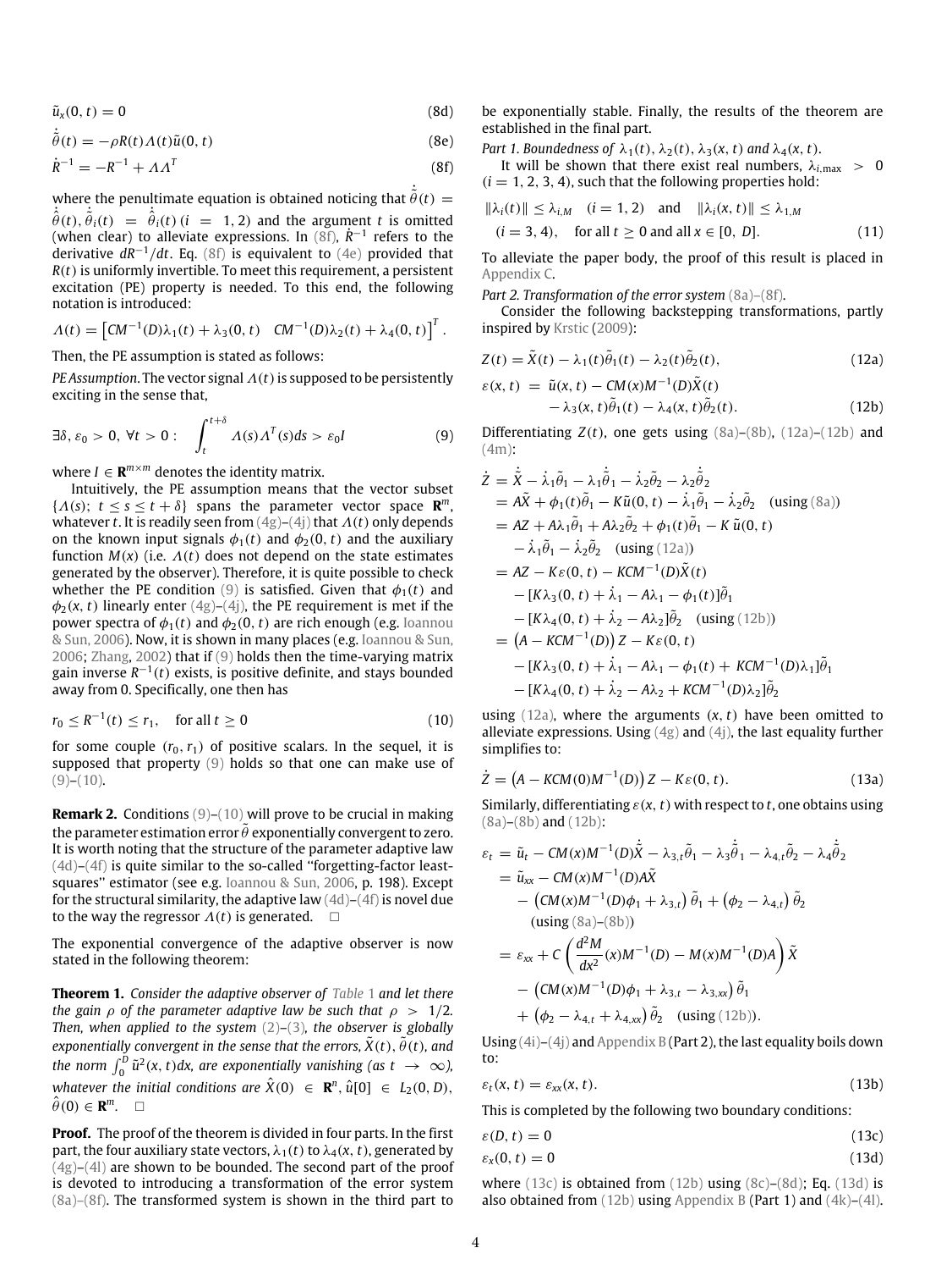$$\tilde{u}_x(0, t) = 0 \tag{8d}$$

$$\dot{\tilde{\theta}}(t) = -\rho R(t)\Lambda(t)\tilde{u}(0, t) \tag{8e}$$

$$\dot{R}^{-1} = -R^{-1} + \Lambda\Lambda^T \tag{8f}$$

where the penultimate equation is obtained noticing that $\dot{\tilde{\theta}}(t) = \dot{\hat{\theta}}(t), \dot{\tilde{\theta}}_i(t) = \dot{\hat{\theta}}_i(t)$ $(i = 1, 2)$ and the argument $t$ is omitted (when clear) to alleviate expressions. In (8f), $\dot{R}^{-1}$ refers to the derivative $dR^{-1}/dt$. Eq. (8f) is equivalent to (4e) provided that $R(t)$ is uniformly invertible. To meet this requirement, a persistent excitation (PE) property is needed. To this end, the following notation is introduced:

$$\Lambda(t) = \left[CM^{-1}(D)\lambda_1(t) + \lambda_3(0, t) \quad CM^{-1}(D)\lambda_2(t) + \lambda_4(0, t)\right]^T.$$

Then, the PE assumption is stated as follows:

*PE Assumption*. The vector signal $\Lambda(t)$ is supposed to be persistently exciting in the sense that,

$$\exists \delta, \varepsilon_0 > 0, \forall t > 0: \quad \int_t^{t+\delta} \Lambda(s)\Lambda^T(s)ds > \varepsilon_0 I \tag{9}$$

where $I \in \mathbf{R}^{m\times m}$ denotes the identity matrix.

Intuitively, the PE assumption means that the vector subset $\{\Lambda(s);\ t \le s \le t+\delta\}$ spans the parameter vector space $\mathbf{R}^m$, whatever $t$. It is readily seen from (4g)–(4j) that $\Lambda(t)$ only depends on the known input signals $\phi_1(t)$ and $\phi_2(0, t)$ and the auxiliary function $M(x)$ (i.e. $\Lambda(t)$ does not depend on the state estimates generated by the observer). Therefore, it is quite possible to check whether the PE condition (9) is satisfied. Given that $\phi_1(t)$ and $\phi_2(x, t)$ linearly enter (4g)–(4j), the PE requirement is met if the power spectra of $\phi_1(t)$ and $\phi_2(0, t)$ are rich enough (e.g. Ioannou & Sun, 2006). Now, it is shown in many places (e.g. Ioannou & Sun, 2006; Zhang, 2002) that if (9) holds then the time-varying matrix gain inverse $R^{-1}(t)$ exists, is positive definite, and stays bounded away from 0. Specifically, one then has

$$r_0 \le R^{-1}(t) \le r_1, \quad \text{for all } t \ge 0 \tag{10}$$

for some couple $(r_0, r_1)$ of positive scalars. In the sequel, it is supposed that property (9) holds so that one can make use of (9)–(10).

**Remark 2.** Conditions (9)–(10) will prove to be crucial in making the parameter estimation error $\tilde{\theta}$ exponentially convergent to zero. It is worth noting that the structure of the parameter adaptive law (4d)–(4f) is quite similar to the so-called "forgetting-factor least-squares" estimator (see e.g. Ioannou & Sun, 2006, p. 198). Except for the structural similarity, the adaptive law (4d)–(4f) is novel due to the way the regressor $\Lambda(t)$ is generated. □

The exponential convergence of the adaptive observer is now stated in the following theorem:

**Theorem 1.** *Consider the adaptive observer of Table 1 and let there the gain $\rho$ of the parameter adaptive law be such that $\rho > 1/2$. Then, when applied to the system (2)–(3), the observer is globally exponentially convergent in the sense that the errors, $\tilde{X}(t), \tilde{\theta}(t)$, and the norm $\int_0^D \tilde{u}^2(x, t)dx$, are exponentially vanishing (as $t \to \infty$), whatever the initial conditions are $\hat{X}(0) \in \mathbf{R}^n$, $\hat{u}[0] \in L_2(0, D)$, $\hat{\theta}(0) \in \mathbf{R}^m$.* □

**Proof.** The proof of the theorem is divided in four parts. In the first part, the four auxiliary state vectors, $\lambda_1(t)$ to $\lambda_4(x, t)$, generated by (4g)–(4l) are shown to be bounded. The second part of the proof is devoted to introducing a transformation of the error system (8a)–(8f). The transformed system is shown in the third part to be exponentially stable. Finally, the results of the theorem are established in the final part.

*Part 1. Boundedness of $\lambda_1(t)$, $\lambda_2(t)$, $\lambda_3(x, t)$ and $\lambda_4(x, t)$.*

It will be shown that there exist real numbers, $\lambda_{i,\max} > 0$ $(i = 1, 2, 3, 4)$, such that the following properties hold:

$$\|\lambda_i(t)\| \le \lambda_{i,M} \quad (i = 1, 2) \quad \text{and} \quad \|\lambda_i(x, t)\| \le \lambda_{1,M}$$
$$(i = 3, 4), \quad \text{for all } t \ge 0 \text{ and all } x \in [0,\ D]. \tag{11}$$

To alleviate the paper body, the proof of this result is placed in Appendix C.

*Part 2. Transformation of the error system (8a)–(8f).*

Consider the following backstepping transformations, partly inspired by Krstic (2009):

$$Z(t) = \tilde{X}(t) - \lambda_1(t)\tilde{\theta}_1(t) - \lambda_2(t)\tilde{\theta}_2(t), \tag{12a}$$

$$\begin{aligned}\varepsilon(x, t) \;&=\; \tilde{u}(x, t) - CM(x)M^{-1}(D)\tilde{X}(t) \\ &\quad - \lambda_3(x, t)\tilde{\theta}_1(t) - \lambda_4(x, t)\tilde{\theta}_2(t).\end{aligned} \tag{12b}$$

Differentiating $Z(t)$, one gets using (8a)–(8b), (12a)–(12b) and (4m):

$$\begin{aligned}
\dot{Z} &= \dot{\tilde{X}} - \dot{\lambda}_1\tilde{\theta}_1 - \lambda_1\dot{\tilde{\theta}}_1 - \dot{\lambda}_2\tilde{\theta}_2 - \lambda_2\dot{\tilde{\theta}}_2 \\
&= A\tilde{X} + \phi_1(t)\tilde{\theta}_1 - K\tilde{u}(0, t) - \dot{\lambda}_1\tilde{\theta}_1 - \dot{\lambda}_2\tilde{\theta}_2 \quad \text{(using (8a))} \\
&= AZ + A\lambda_1\tilde{\theta}_1 + A\lambda_2\tilde{\theta}_2 + \phi_1(t)\tilde{\theta}_1 - K\,\tilde{u}(0, t) \\
&\quad - \dot{\lambda}_1\tilde{\theta}_1 - \dot{\lambda}_2\tilde{\theta}_2 \quad \text{(using (12a))} \\
&= AZ - K\varepsilon(0, t) - KCM^{-1}(D)\tilde{X}(t) \\
&\quad - [K\lambda_3(0, t) + \dot{\lambda}_1 - A\lambda_1 - \phi_1(t)]\tilde{\theta}_1 \\
&\quad - [K\lambda_4(0, t) + \dot{\lambda}_2 - A\lambda_2]\tilde{\theta}_2 \quad \text{(using (12b))} \\
&= \left(A - KCM^{-1}(D)\right)Z - K\varepsilon(0, t) \\
&\quad - [K\lambda_3(0, t) + \dot{\lambda}_1 - A\lambda_1 - \phi_1(t) + KCM^{-1}(D)\lambda_1]\tilde{\theta}_1 \\
&\quad - [K\lambda_4(0, t) + \dot{\lambda}_2 - A\lambda_2 + KCM^{-1}(D)\lambda_2]\tilde{\theta}_2
\end{aligned}$$

using (12a), where the arguments $(x, t)$ have been omitted to alleviate expressions. Using (4g) and (4j), the last equality further simplifies to:

$$\dot{Z} = \left(A - KCM(0)M^{-1}(D)\right)Z - K\varepsilon(0, t). \tag{13a}$$

Similarly, differentiating $\varepsilon(x, t)$ with respect to $t$, one obtains using (8a)–(8b) and (12b):

$$\begin{aligned}
\varepsilon_t &= \tilde{u}_t - CM(x)M^{-1}(D)\dot{\tilde{X}} - \lambda_{3,t}\tilde{\theta}_1 - \lambda_3\dot{\tilde{\theta}}_1 - \lambda_{4,t}\tilde{\theta}_2 - \lambda_4\dot{\tilde{\theta}}_2 \\
&= \tilde{u}_{xx} - CM(x)M^{-1}(D)A\tilde{X} \\
&\quad - \left(CM(x)M^{-1}(D)\phi_1 + \lambda_{3,t}\right)\tilde{\theta}_1 + \left(\phi_2 - \lambda_{4,t}\right)\tilde{\theta}_2 \\
&\quad \text{(using (8a)–(8b))} \\
&= \varepsilon_{xx} + C\left(\frac{d^2M}{dx^2}(x)M^{-1}(D) - M(x)M^{-1}(D)A\right)\tilde{X} \\
&\quad - \left(CM(x)M^{-1}(D)\phi_1 + \lambda_{3,t} - \lambda_{3,xx}\right)\tilde{\theta}_1 \\
&\quad + \left(\phi_2 - \lambda_{4,t} + \lambda_{4,xx}\right)\tilde{\theta}_2 \quad \text{(using (12b))}.
\end{aligned}$$

Using (4i)–(4j) and Appendix B (Part 2), the last equality boils down to:

$$\varepsilon_t(x, t) = \varepsilon_{xx}(x, t). \tag{13b}$$

This is completed by the following two boundary conditions:

$$\varepsilon(D, t) = 0 \tag{13c}$$

$$\varepsilon_x(0, t) = 0 \tag{13d}$$

where (13c) is obtained from (12b) using (8c)–(8d); Eq. (13d) is also obtained from (12b) using Appendix B (Part 1) and (4k)–(4l).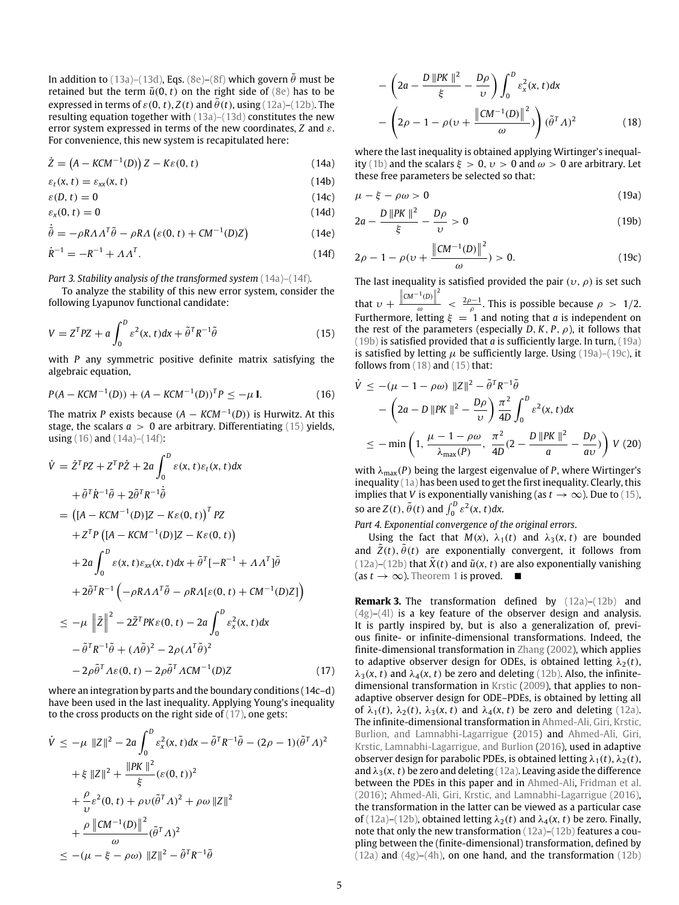In addition to (13a)–(13d), Eqs. (8e)–(8f) which govern $\tilde{\theta}$ must be retained but the term $\tilde{u}(0,t)$ on the right side of (8e) has to be expressed in terms of $\varepsilon(0,t)$, $Z(t)$ and $\tilde{\theta}(t)$, using (12a)–(12b). The resulting equation together with (13a)–(13d) constitutes the new error system expressed in terms of the new coordinates, $Z$ and $\varepsilon$. For convenience, this new system is recapitulated here:

$$\dot{Z} = \left(A - KCM^{-1}(D)\right) Z - K\varepsilon(0,t) \tag{14a}$$

$$\varepsilon_t(x,t) = \varepsilon_{xx}(x,t) \tag{14b}$$

$$\varepsilon(D,t) = 0 \tag{14c}$$

$$\varepsilon_x(0,t) = 0 \tag{14d}$$

$$\dot{\tilde{\theta}} = -\rho R \Lambda \Lambda^T \tilde{\theta} - \rho R \Lambda \left(\varepsilon(0,t) + CM^{-1}(D)Z\right) \tag{14e}$$

$$\dot{R}^{-1} = -R^{-1} + \Lambda \Lambda^T. \tag{14f}$$

*Part 3. Stability analysis of the transformed system (14a)–(14f).*

To analyze the stability of this new error system, consider the following Lyapunov functional candidate:

$$V = Z^T P Z + a \int_0^D \varepsilon^2(x,t)dx + \tilde{\theta}^T R^{-1} \tilde{\theta} \tag{15}$$

with $P$ any symmetric positive definite matrix satisfying the algebraic equation,

$$P(A - KCM^{-1}(D)) + (A - KCM^{-1}(D))^T P \leq -\mu \, \mathbf{I}. \tag{16}$$

The matrix $P$ exists because $(A - KCM^{-1}(D))$ is Hurwitz. At this stage, the scalars $a > 0$ are arbitrary. Differentiating (15) yields, using (16) and (14a)–(14f):

$$\begin{aligned}
\dot{V} &= \dot{Z}^T P Z + Z^T P \dot{Z} + 2a \int_0^D \varepsilon(x,t)\varepsilon_t(x,t)dx \\
&\quad + \tilde{\theta}^T \dot{R}^{-1} \tilde{\theta} + 2\tilde{\theta}^T R^{-1} \dot{\tilde{\theta}} \\
&= \left([A - KCM^{-1}(D)]Z - K\varepsilon(0,t)\right)^T PZ \\
&\quad + Z^T P \left([A - KCM^{-1}(D)]Z - K\varepsilon(0,t)\right) \\
&\quad + 2a \int_0^D \varepsilon(x,t)\varepsilon_{xx}(x,t)dx + \tilde{\theta}^T[-R^{-1} + \Lambda\Lambda^T]\tilde{\theta} \\
&\quad + 2\tilde{\theta}^T R^{-1}\left(-\rho R \Lambda \Lambda^T \tilde{\theta} - \rho R \Lambda[\varepsilon(0,t) + CM^{-1}(D)Z]\right) \\
&\leq -\mu \left\|\tilde{Z}\right\|^2 - 2\tilde{Z}^T PK\varepsilon(0,t) - 2a \int_0^D \varepsilon_x^2(x,t)dx \\
&\quad - \tilde{\theta}^T R^{-1}\tilde{\theta} + (\Lambda\tilde{\theta})^2 - 2\rho(\Lambda^T\tilde{\theta})^2 \\
&\quad - 2\rho\tilde{\theta}^T \Lambda \varepsilon(0,t) - 2\rho\tilde{\theta}^T \Lambda CM^{-1}(D)Z
\end{aligned} \tag{17}$$

where an integration by parts and the boundary conditions (14c–d) have been used in the last inequality. Applying Young's inequality to the cross products on the right side of (17), one gets:

$$\begin{aligned}
\dot{V} &\leq -\mu \left\|Z\right\|^2 - 2a \int_0^D \varepsilon_x^2(x,t)dx - \tilde{\theta}^T R^{-1}\tilde{\theta} - (2\rho - 1)(\tilde{\theta}^T \Lambda)^2 \\
&\quad + \xi \left\|Z\right\|^2 + \frac{\left\|PK\right\|^2}{\xi}(\varepsilon(0,t))^2 \\
&\quad + \frac{\rho}{\upsilon}\varepsilon^2(0,t) + \rho\upsilon(\tilde{\theta}^T\Lambda)^2 + \rho\omega\left\|Z\right\|^2 \\
&\quad + \frac{\rho\left\|CM^{-1}(D)\right\|^2}{\omega}(\tilde{\theta}^T\Lambda)^2 \\
&\leq -(\mu - \xi - \rho\omega)\left\|Z\right\|^2 - \tilde{\theta}^T R^{-1}\tilde{\theta} \\
&\quad - \left(2a - \frac{D\left\|PK\right\|^2}{\xi} - \frac{D\rho}{\upsilon}\right)\int_0^D \varepsilon_x^2(x,t)dx \\
&\quad - \left(2\rho - 1 - \rho(\upsilon + \frac{\left\|CM^{-1}(D)\right\|^2}{\omega})\right)(\tilde{\theta}^T\Lambda)^2
\end{aligned} \tag{18}$$

where the last inequality is obtained applying Wirtinger's inequality (1b) and the scalars $\xi > 0$, $\upsilon > 0$ and $\omega > 0$ are arbitrary. Let these free parameters be selected so that:

$$\mu - \xi - \rho\omega > 0 \tag{19a}$$

$$2a - \frac{D\left\|PK\right\|^2}{\xi} - \frac{D\rho}{\upsilon} > 0 \tag{19b}$$

$$2\rho - 1 - \rho(\upsilon + \frac{\left\|CM^{-1}(D)\right\|^2}{\omega}) > 0. \tag{19c}$$

The last inequality is satisfied provided the pair $(\upsilon, \rho)$ is set such that $\upsilon + \frac{\left\|CM^{-1}(D)\right\|^2}{\omega} < \frac{2\rho - 1}{\rho}$. This is possible because $\rho > 1/2$. Furthermore, letting $\xi = 1$ and noting that $a$ is independent on the rest of the parameters (especially $D$, $K$, $P$, $\rho$), it follows that (19b) is satisfied provided that $a$ is sufficiently large. In turn, (19a) is satisfied by letting $\mu$ be sufficiently large. Using (19a)–(19c), it follows from (18) and (15) that:

$$\begin{aligned}
\dot{V} &\leq -(\mu - 1 - \rho\omega)\left\|Z\right\|^2 - \tilde{\theta}^T R^{-1}\tilde{\theta} \\
&\quad - \left(2a - D\left\|PK\right\|^2 - \frac{D\rho}{\upsilon}\right)\frac{\pi^2}{4D}\int_0^D \varepsilon^2(x,t)dx \\
&\leq -\min\left(1, \frac{\mu - 1 - \rho\omega}{\lambda_{\max}(P)}, \frac{\pi^2}{4D}(2 - \frac{D\left\|PK\right\|^2}{a} - \frac{D\rho}{a\upsilon})\right) V
\end{aligned} \tag{20}$$

with $\lambda_{\max}(P)$ being the largest eigenvalue of $P$, where Wirtinger's inequality (1a) has been used to get the first inequality. Clearly, this implies that $V$ is exponentially vanishing (as $t \to \infty$). Due to (15), so are $Z(t)$, $\tilde{\theta}(t)$ and $\int_0^D \varepsilon^2(x,t)dx$.

*Part 4. Exponential convergence of the original errors.*

Using the fact that $M(x)$, $\lambda_1(t)$ and $\lambda_3(x,t)$ are bounded and $\tilde{Z}(t)$, $\tilde{\theta}(t)$ are exponentially convergent, it follows from (12a)–(12b) that $\tilde{X}(t)$ and $\tilde{u}(x,t)$ are also exponentially vanishing (as $t \to \infty$). Theorem 1 is proved. ■

**Remark 3.** The transformation defined by (12a)–(12b) and (4g)–(4l) is a key feature of the observer design and analysis. It is partly inspired by, but is also a generalization of, previous finite- or infinite-dimensional transformations. Indeed, the finite-dimensional transformation in Zhang (2002), which applies to adaptive observer design for ODEs, is obtained letting $\lambda_2(t)$, $\lambda_3(x,t)$ and $\lambda_4(x,t)$ be zero and deleting (12b). Also, the infinite-dimensional transformation in Krstic (2009), that applies to non-adaptive observer design for ODE–PDEs, is obtained by letting all of $\lambda_1(t)$, $\lambda_2(t)$, $\lambda_3(x,t)$ and $\lambda_4(x,t)$ be zero and deleting (12a). The infinite-dimensional transformation in Ahmed-Ali, Giri, Krstic, Burlion, and Lamnabhi-Lagarrigue (2015) and Ahmed-Ali, Giri, Krstic, Lamnabhi-Lagarrigue, and Burlion (2016), used in adaptive observer design for parabolic PDEs, is obtained letting $\lambda_1(t)$, $\lambda_2(t)$, and $\lambda_3(x,t)$ be zero and deleting (12a). Leaving aside the difference between the PDEs in this paper and in Ahmed-Ali, Fridman et al. (2016); Ahmed-Ali, Giri, Krstic, and Lamnabhi-Lagarrigue (2016), the transformation in the latter can be viewed as a particular case of (12a)–(12b), obtained letting $\lambda_2(t)$ and $\lambda_4(x,t)$ be zero. Finally, note that only the new transformation (12a)–(12b) features a coupling between the (finite-dimensional) transformation, defined by (12a) and (4g)–(4h), on one hand, and the transformation (12b)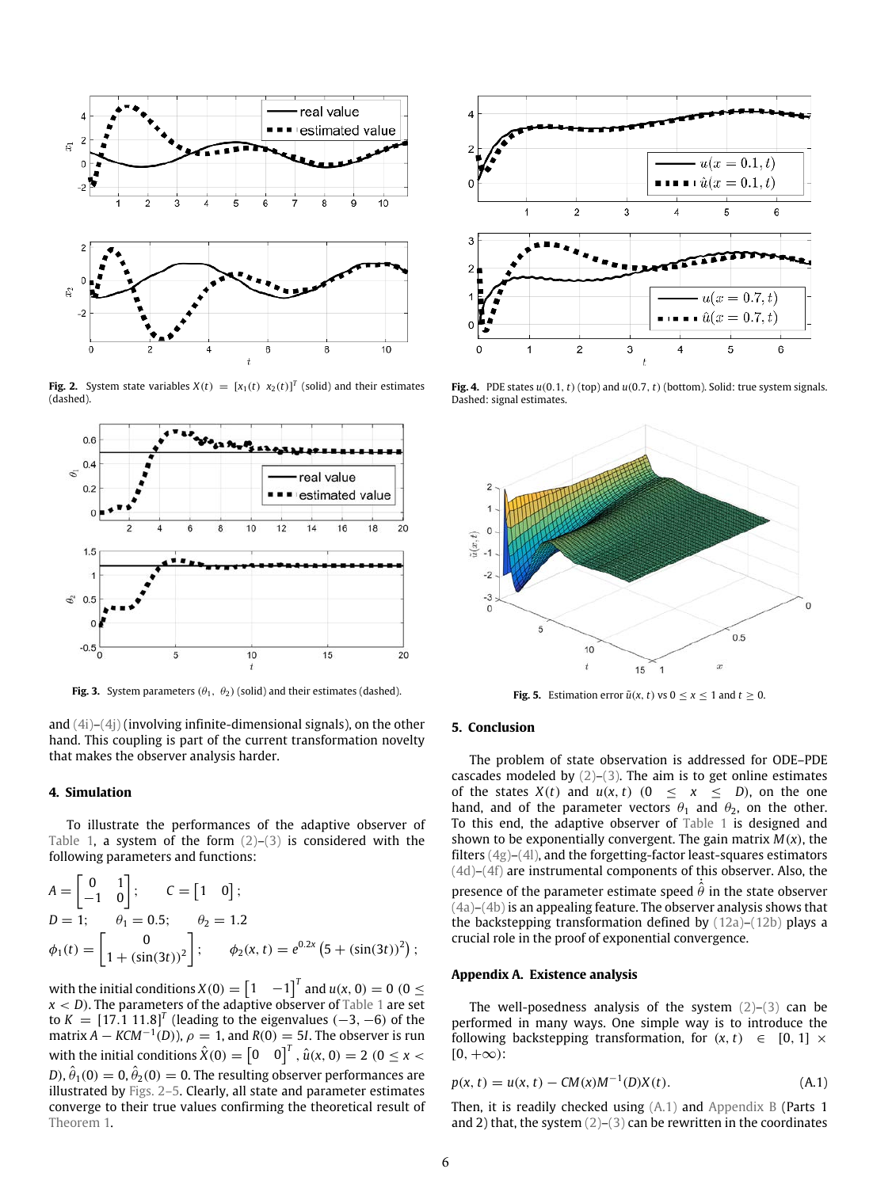Fig. 2. System state variables $X(t) = [x_1(t)\ \ x_2(t)]^T$ (solid) and their estimates (dashed).

Fig. 3. System parameters ($\theta_1$, $\theta_2$) (solid) and their estimates (dashed).

Fig. 4. PDE states $u(0.1, t)$ (top) and $u(0.7, t)$ (bottom). Solid: true system signals. Dashed: signal estimates.

Fig. 5. Estimation error $\tilde{u}(x, t)$ vs $0 \leq x \leq 1$ and $t \geq 0$.

and (4i)–(4j) (involving infinite-dimensional signals), on the other hand. This coupling is part of the current transformation novelty that makes the observer analysis harder.

## 4. Simulation

To illustrate the performances of the adaptive observer of Table 1, a system of the form (2)–(3) is considered with the following parameters and functions:

$$A = \begin{bmatrix} 0 & 1 \\ -1 & 0 \end{bmatrix}; \qquad C = \begin{bmatrix} 1 & 0 \end{bmatrix};$$

$$D = 1; \qquad \theta_1 = 0.5; \qquad \theta_2 = 1.2$$

$$\phi_1(t) = \begin{bmatrix} 0 \\ 1 + (\sin(3t))^2 \end{bmatrix}; \qquad \phi_2(x,t) = e^{0.2x}\left(5 + (\sin(3t))^2\right);$$

with the initial conditions $X(0) = \begin{bmatrix} 1 & -1 \end{bmatrix}^T$ and $u(x, 0) = 0$ ($0 \leq x < D$). The parameters of the adaptive observer of Table 1 are set to $K = [17.1\ 11.8]^T$ (leading to the eigenvalues $(-3, -6)$ of the matrix $A - KCM^{-1}(D)$), $\rho = 1$, and $R(0) = 5I$. The observer is run with the initial conditions $\hat{X}(0) = \begin{bmatrix} 0 & 0 \end{bmatrix}^T$, $\hat{u}(x, 0) = 2$ ($0 \leq x < D$), $\hat{\theta}_1(0) = 0, \hat{\theta}_2(0) = 0$. The resulting observer performances are illustrated by Figs. 2–5. Clearly, all state and parameter estimates converge to their true values confirming the theoretical result of Theorem 1.

## 5. Conclusion

The problem of state observation is addressed for ODE–PDE cascades modeled by (2)–(3). The aim is to get online estimates of the states $X(t)$ and $u(x, t)$ ($0 \leq x \leq D$), on the one hand, and of the parameter vectors $\theta_1$ and $\theta_2$, on the other. To this end, the adaptive observer of Table 1 is designed and shown to be exponentially convergent. The gain matrix $M(x)$, the filters (4g)–(4l), and the forgetting-factor least-squares estimators (4d)–(4f) are instrumental components of this observer. Also, the presence of the parameter estimate speed $\dot{\hat{\theta}}$ in the state observer (4a)–(4b) is an appealing feature. The observer analysis shows that the backstepping transformation defined by (12a)–(12b) plays a crucial role in the proof of exponential convergence.

## Appendix A. Existence analysis

The well-posedness analysis of the system (2)–(3) can be performed in many ways. One simple way is to introduce the following backstepping transformation, for $(x, t) \in [0, 1] \times [0, +\infty)$:

$$p(x,t) = u(x,t) - CM(x)M^{-1}(D)X(t). \tag{A.1}$$

Then, it is readily checked using (A.1) and Appendix B (Parts 1 and 2) that, the system (2)–(3) can be rewritten in the coordinates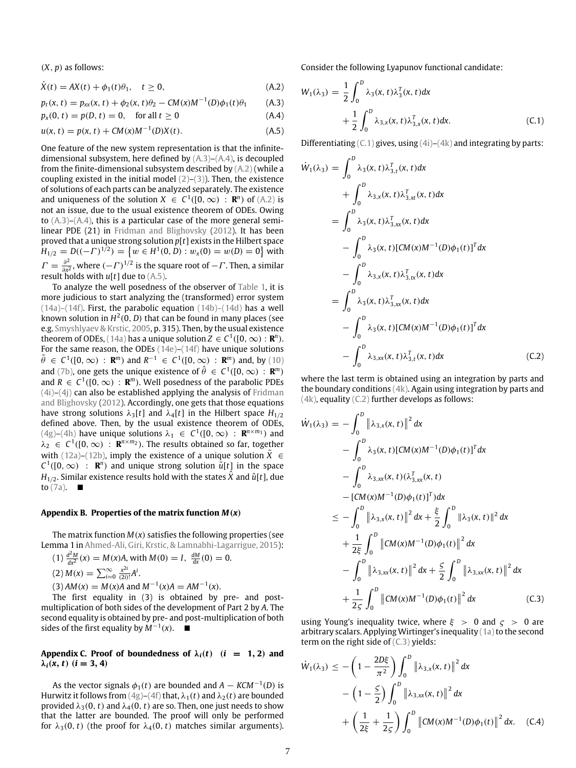$(X, p)$ as follows:

$$\dot{X}(t) = AX(t) + \phi_1(t)\theta_1, \quad t \geq 0, \tag{A.2}$$

$$p_t(x,t) = p_{xx}(x,t) + \phi_2(x,t)\theta_2 - CM(x)M^{-1}(D)\phi_1(t)\theta_1 \tag{A.3}$$

$$p_x(0,t) = p(D,t) = 0, \quad \text{for all } t \geq 0 \tag{A.4}$$

$$u(x,t) = p(x,t) + CM(x)M^{-1}(D)X(t). \tag{A.5}$$

One feature of the new system representation is that the infinite-dimensional subsystem, here defined by (A.3)–(A.4), is decoupled from the finite-dimensional subsystem described by (A.2) (while a coupling existed in the initial model (2)–(3)). Then, the existence of solutions of each parts can be analyzed separately. The existence and uniqueness of the solution $X \in C^1([0,\infty) : \mathbf{R}^n)$ of (A.2) is not an issue, due to the usual existence theorem of ODEs. Owing to (A.3)–(A.4), this is a particular case of the more general semi-linear PDE (21) in Fridman and Blighovsky (2012). It has been proved that a unique strong solution $p[t]$ exists in the Hilbert space $H_{1/2} = D((-\Gamma)^{1/2}) = \{w \in H^1(0,D) : w_x(0) = w(D) = 0\}$ with $\Gamma = \frac{\partial^2}{\partial x^2}$, where $(-\Gamma)^{1/2}$ is the square root of $-\Gamma$. Then, a similar result holds with $u[t]$ due to (A.5).

To analyze the well posedness of the observer of Table 1, it is more judicious to start analyzing the (transformed) error system (14a)–(14f). First, the parabolic equation (14b)–(14d) has a well known solution in $H^2(0,D)$ that can be found in many places (see e.g. Smyshlyaev & Krstic, 2005, p. 315). Then, by the usual existence theorem of ODEs, (14a) has a unique solution $Z \in C^1([0,\infty) : \mathbf{R}^n)$. For the same reason, the ODEs (14e)–(14f) have unique solutions $\tilde{\theta} \in C^1([0,\infty) : \mathbf{R}^m)$ and $R^{-1} \in C^1([0,\infty) : \mathbf{R}^m)$ and, by (10) and (7b), one gets the unique existence of $\hat{\theta} \in C^1([0,\infty) : \mathbf{R}^m)$ and $R \in C^1([0,\infty) : \mathbf{R}^m)$. Well posedness of the parabolic PDEs (4i)–(4j) can also be established applying the analysis of Fridman and Blighovsky (2012). Accordingly, one gets that those equations have strong solutions $\lambda_3[t]$ and $\lambda_4[t]$ in the Hilbert space $H_{1/2}$ defined above. Then, by the usual existence theorem of ODEs, (4g)–(4h) have unique solutions $\lambda_1 \in C^1([0,\infty) : \mathbf{R}^{n\times m_1})$ and $\lambda_2 \in C^1([0,\infty) : \mathbf{R}^{n\times m_2})$. The results obtained so far, together with (12a)–(12b), imply the existence of a unique solution $\tilde{X} \in C^1([0,\infty) : \mathbf{R}^n)$ and unique strong solution $\tilde{u}[t]$ in the space $H_{1/2}$. Similar existence results hold with the states $\hat{X}$ and $\hat{u}[t]$, due to (7a). ∎

## Appendix B. Properties of the matrix function $M(x)$

The matrix function $M(x)$ satisfies the following properties (see Lemma 1 in Ahmed-Ali, Giri, Krstic, & Lamnabhi-Lagarrigue, 2015):

(1) $\frac{d^2M}{dx^2}(x) = M(x)A$, with $M(0) = I$, $\frac{dM}{dx}(0) = 0$.

(2) $M(x) = \sum_{i=0}^{\infty} \frac{x^{2i}}{(2i)!}A^i$.

(3) $AM(x) = M(x)A$ and $M^{-1}(x)A = AM^{-1}(x)$.

The first equality in (3) is obtained by pre- and post-multiplication of both sides of the development of Part 2 by $A$. The second equality is obtained by pre- and post-multiplication of both sides of the first equality by $M^{-1}(x)$. ∎

## Appendix C. Proof of boundedness of $\lambda_i(t)$ $(i = 1, 2)$ and $\lambda_i(x, t)$ $(i = 3, 4)$

As the vector signals $\phi_1(t)$ are bounded and $A - KCM^{-1}(D)$ is Hurwitz it follows from (4g)–(4f) that, $\lambda_1(t)$ and $\lambda_2(t)$ are bounded provided $\lambda_3(0,t)$ and $\lambda_4(0,t)$ are so. Then, one just needs to show that the latter are bounded. The proof will only be performed for $\lambda_3(0,t)$ (the proof for $\lambda_4(0,t)$ matches similar arguments).

Consider the following Lyapunov functional candidate:

$$W_1(\lambda_3) = \frac{1}{2}\int_0^D \lambda_3(x,t)\lambda_3^T(x,t)dx + \frac{1}{2}\int_0^D \lambda_{3,x}(x,t)\lambda_{3,x}^T(x,t)dx. \tag{C.1}$$

Differentiating (C.1) gives, using (4i)–(4k) and integrating by parts:

$$\begin{aligned}
\dot{W}_1(\lambda_3) &= \int_0^D \lambda_3(x,t)\lambda_{3,t}^T(x,t)dx + \int_0^D \lambda_{3,x}(x,t)\lambda_{3,xt}^T(x,t)dx \\
&= \int_0^D \lambda_3(x,t)\lambda_{3,xx}^T(x,t)dx - \int_0^D \lambda_3(x,t)[CM(x)M^{-1}(D)\phi_1(t)]^T dx \\
&\quad - \int_0^D \lambda_{3,x}(x,t)\lambda_{3,tx}^T(x,t)dx \\
&= \int_0^D \lambda_3(x,t)\lambda_{3,xx}^T(x,t)dx - \int_0^D \lambda_3(x,t)[CM(x)M^{-1}(D)\phi_1(t)]^T dx \\
&\quad - \int_0^D \lambda_{3,xx}(x,t)\lambda_{3,t}^T(x,t)dx
\end{aligned} \tag{C.2}$$

where the last term is obtained using an integration by parts and the boundary conditions (4k). Again using integration by parts and (4k), equality (C.2) further develops as follows:

$$\begin{aligned}
\dot{W}_1(\lambda_3) &= -\int_0^D \left\|\lambda_{3,x}(x,t)\right\|^2 dx - \int_0^D \lambda_3(x,t)[CM(x)M^{-1}(D)\phi_1(t)]^T dx \\
&\quad - \int_0^D \lambda_{3,xx}(x,t)(\lambda_{3,xx}^T(x,t) - [CM(x)M^{-1}(D)\phi_1(t)]^T)dx \\
&\leq -\int_0^D \left\|\lambda_{3,x}(x,t)\right\|^2 dx + \frac{\xi}{2}\int_0^D \|\lambda_3(x,t)\|^2 dx \\
&\quad + \frac{1}{2\xi}\int_0^D \left\|CM(x)M^{-1}(D)\phi_1(t)\right\|^2 dx \\
&\quad - \int_0^D \left\|\lambda_{3,xx}(x,t)\right\|^2 dx + \frac{\varsigma}{2}\int_0^D \left\|\lambda_{3,xx}(x,t)\right\|^2 dx \\
&\quad + \frac{1}{2\varsigma}\int_0^D \left\|CM(x)M^{-1}(D)\phi_1(t)\right\|^2 dx
\end{aligned} \tag{C.3}$$

using Young's inequality twice, where $\xi > 0$ and $\varsigma > 0$ are arbitrary scalars. Applying Wirtinger's inequality (1a) to the second term on the right side of (C.3) yields:

$$\begin{aligned}
\dot{W}_1(\lambda_3) &\leq -\left(1 - \frac{2D\xi}{\pi^2}\right)\int_0^D \left\|\lambda_{3,x}(x,t)\right\|^2 dx - \left(1 - \frac{\varsigma}{2}\right)\int_0^D \left\|\lambda_{3,xx}(x,t)\right\|^2 dx \\
&\quad + \left(\frac{1}{2\xi} + \frac{1}{2\varsigma}\right)\int_0^D \left\|CM(x)M^{-1}(D)\phi_1(t)\right\|^2 dx.
\end{aligned} \tag{C.4}$$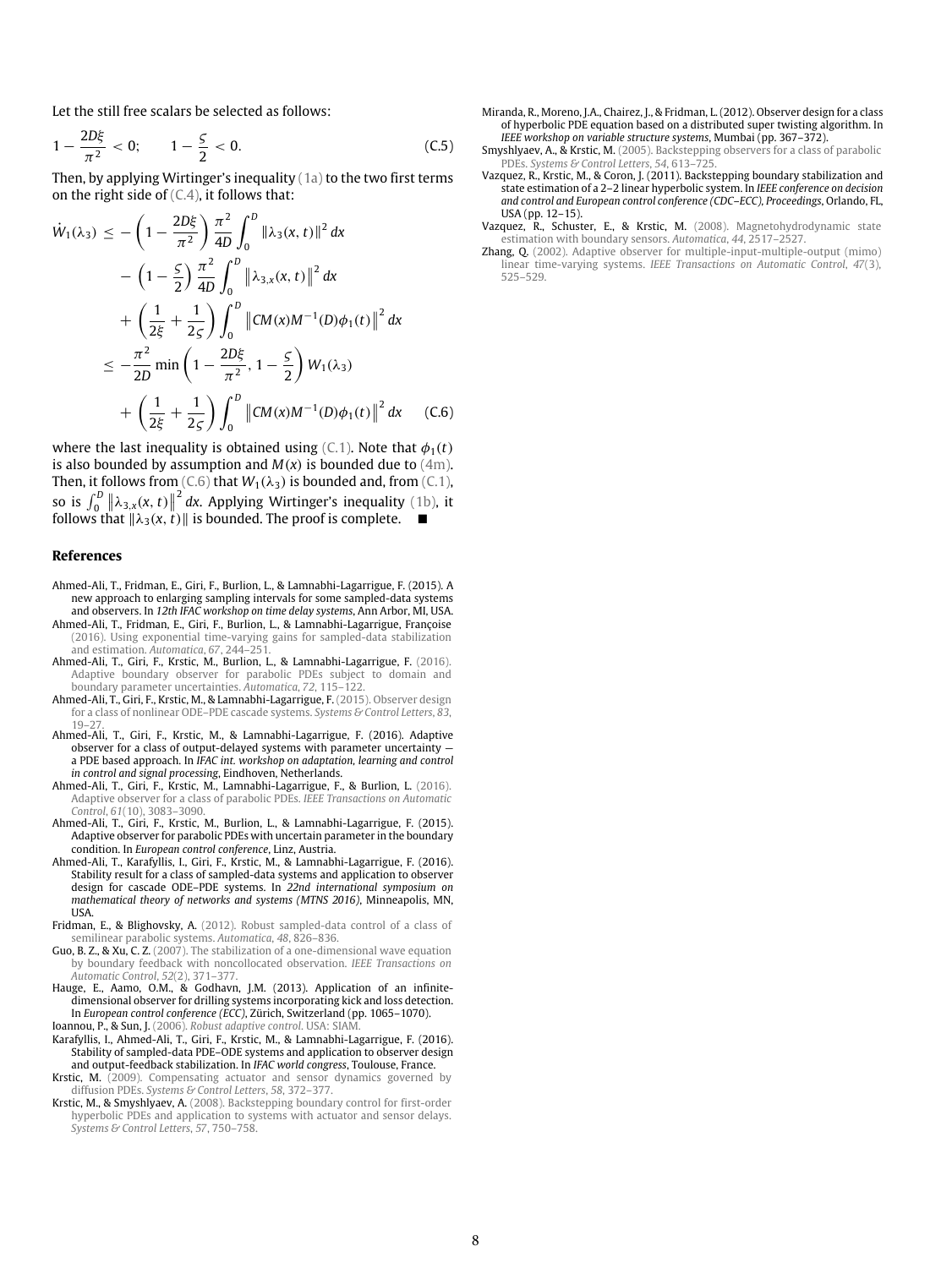Let the still free scalars be selected as follows:

$$1 - \frac{2D\xi}{\pi^2} < 0; \qquad 1 - \frac{\varsigma}{2} < 0. \tag{C.5}$$

Then, by applying Wirtinger's inequality (1a) to the two first terms on the right side of (C.4), it follows that:

$$\begin{aligned}
\dot{W}_1(\lambda_3) \leq & -\left(1 - \frac{2D\xi}{\pi^2}\right)\frac{\pi^2}{4D}\int_0^D \|\lambda_3(x,t)\|^2\,dx \\
& -\left(1 - \frac{\varsigma}{2}\right)\frac{\pi^2}{4D}\int_0^D \left\|\lambda_{3,x}(x,t)\right\|^2 dx \\
& +\left(\frac{1}{2\xi} + \frac{1}{2\varsigma}\right)\int_0^D \left\|CM(x)M^{-1}(D)\phi_1(t)\right\|^2 dx \\
\leq & -\frac{\pi^2}{2D}\min\left(1 - \frac{2D\xi}{\pi^2},\, 1 - \frac{\varsigma}{2}\right)W_1(\lambda_3) \\
& +\left(\frac{1}{2\xi} + \frac{1}{2\varsigma}\right)\int_0^D \left\|CM(x)M^{-1}(D)\phi_1(t)\right\|^2 dx
\end{aligned} \tag{C.6}$$

where the last inequality is obtained using (C.1). Note that $\phi_1(t)$ is also bounded by assumption and $M(x)$ is bounded due to (4m). Then, it follows from (C.6) that $W_1(\lambda_3)$ is bounded and, from (C.1), so is $\int_0^D \left\|\lambda_{3,x}(x,t)\right\|^2 dx$. Applying Wirtinger's inequality (1b), it follows that $\|\lambda_3(x,t)\|$ is bounded. The proof is complete. ■

## References

Ahmed-Ali, T., Fridman, E., Giri, F., Burlion, L., & Lamnabhi-Lagarrigue, F. (2015). A new approach to enlarging sampling intervals for some sampled-data systems and observers. In *12th IFAC workshop on time delay systems*, Ann Arbor, MI, USA.

Ahmed-Ali, T., Fridman, E., Giri, F., Burlion, L., & Lamnabhi-Lagarrigue, Françoise (2016). Using exponential time-varying gains for sampled-data stabilization and estimation. *Automatica*, *67*, 244–251.

Ahmed-Ali, T., Giri, F., Krstic, M., Burlion, L., & Lamnabhi-Lagarrigue, F. (2016). Adaptive boundary observer for parabolic PDEs subject to domain and boundary parameter uncertainties. *Automatica*, *72*, 115–122.

Ahmed-Ali, T., Giri, F., Krstic, M., & Lamnabhi-Lagarrigue, F. (2015). Observer design for a class of nonlinear ODE–PDE cascade systems. *Systems & Control Letters*, *83*, 19–27.

Ahmed-Ali, T., Giri, F., Krstic, M., & Lamnabhi-Lagarrigue, F. (2016). Adaptive observer for a class of output-delayed systems with parameter uncertainty — a PDE based approach. In *IFAC int. workshop on adaptation, learning and control in control and signal processing*, Eindhoven, Netherlands.

Ahmed-Ali, T., Giri, F., Krstic, M., Lamnabhi-Lagarrigue, F., & Burlion, L. (2016). Adaptive observer for a class of parabolic PDEs. *IEEE Transactions on Automatic Control*, *61*(10), 3083–3090.

Ahmed-Ali, T., Giri, F., Krstic, M., Burlion, L., & Lamnabhi-Lagarrigue, F. (2015). Adaptive observer for parabolic PDEs with uncertain parameter in the boundary condition. In *European control conference*, Linz, Austria.

Ahmed-Ali, T., Karafyllis, I., Giri, F., Krstic, M., & Lamnabhi-Lagarrigue, F. (2016). Stability result for a class of sampled-data systems and application to observer design for cascade ODE–PDE systems. In *22nd international symposium on mathematical theory of networks and systems (MTNS 2016)*, Minneapolis, MN, USA.

Fridman, E., & Blighovsky, A. (2012). Robust sampled-data control of a class of semilinear parabolic systems. *Automatica*, *48*, 826–836.

Guo, B. Z., & Xu, C. Z. (2007). The stabilization of a one-dimensional wave equation by boundary feedback with noncollocated observation. *IEEE Transactions on Automatic Control*, *52*(2), 371–377.

Hauge, E., Aamo, O.M., & Godhavn, J.M. (2013). Application of an infinite-dimensional observer for drilling systems incorporating kick and loss detection. In *European control conference (ECC)*, Zürich, Switzerland (pp. 1065–1070).

Ioannou, P., & Sun, J. (2006). *Robust adaptive control*. USA: SIAM.

Karafyllis, I., Ahmed-Ali, T., Giri, F., Krstic, M., & Lamnabhi-Lagarrigue, F. (2016). Stability of sampled-data PDE–ODE systems and application to observer design and output-feedback stabilization. In *IFAC world congress*, Toulouse, France.

Krstic, M. (2009). Compensating actuator and sensor dynamics governed by diffusion PDEs. *Systems & Control Letters*, *58*, 372–377.

Krstic, M., & Smyshlyaev, A. (2008). Backstepping boundary control for first-order hyperbolic PDEs and application to systems with actuator and sensor delays. *Systems & Control Letters*, *57*, 750–758.

Miranda, R., Moreno, J.A., Chairez, J., & Fridman, L. (2012). Observer design for a class of hyperbolic PDE equation based on a distributed super twisting algorithm. In *IEEE workshop on variable structure systems*, Mumbai (pp. 367–372).

Smyshlyaev, A., & Krstic, M. (2005). Backstepping observers for a class of parabolic PDEs. *Systems & Control Letters*, *54*, 613–725.

Vazquez, R., Krstic, M., & Coron, J. (2011). Backstepping boundary stabilization and state estimation of a 2–2 linear hyperbolic system. In *IEEE conference on decision and control and European control conference (CDC–ECC), Proceedings*, Orlando, FL, USA (pp. 12–15).

Vazquez, R., Schuster, E., & Krstic, M. (2008). Magnetohydrodynamic state estimation with boundary sensors. *Automatica*, *44*, 2517–2527.

Zhang, Q. (2002). Adaptive observer for multiple-input-multiple-output (mimo) linear time-varying systems. *IEEE Transactions on Automatic Control*, *47*(3), 525–529.